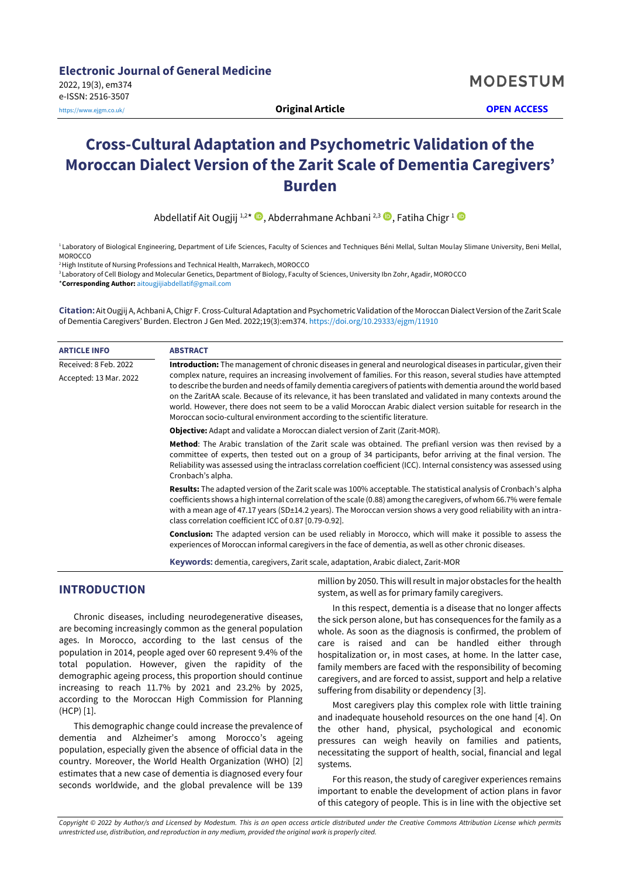Electronic Journal of General Medicine
2022, 19(3), em374
e-ISSN: 2516-3507
https://www.ejgm.co.uk/

MODESTUM

**Original Article** **OPEN ACCESS**

# Cross-Cultural Adaptation and Psychometric Validation of the Moroccan Dialect Version of the Zarit Scale of Dementia Caregivers' Burden

Abdellatif Ait Ougjij [1,2*], Abderrahmane Achbani [2,3], Fatiha Chigr [1]

[1] Laboratory of Biological Engineering, Department of Life Sciences, Faculty of Sciences and Techniques Béni Mellal, Sultan Moulay Slimane University, Beni Mellal, MOROCCO

[2] High Institute of Nursing Professions and Technical Health, Marrakech, MOROCCO

[3] Laboratory of Cell Biology and Molecular Genetics, Department of Biology, Faculty of Sciences, University Ibn Zohr, Agadir, MOROCCO

*__Corresponding Author:__ aitougjijiabdellatif@gmail.com

**Citation:** Ait Ougjij A, Achbani A, Chigr F. Cross-Cultural Adaptation and Psychometric Validation of the Moroccan Dialect Version of the Zarit Scale of Dementia Caregivers' Burden. Electron J Gen Med. 2022;19(3):em374. https://doi.org/10.29333/ejgm/11910

| ARTICLE INFO | ABSTRACT |
|---|---|
| Received: 8 Feb. 2022<br>Accepted: 13 Mar. 2022 | **Introduction:** The management of chronic diseases in general and neurological diseases in particular, given their complex nature, requires an increasing involvement of families. For this reason, several studies have attempted to describe the burden and needs of family dementia caregivers of patients with dementia around the world based on the ZaritAA scale. Because of its relevance, it has been translated and validated in many contexts around the world. However, there does not seem to be a valid Moroccan Arabic dialect version suitable for research in the Moroccan socio-cultural environment according to the scientific literature.<br>**Objective:** Adapt and validate a Moroccan dialect version of Zarit (Zarit-MOR).<br>**Method**: The Arabic translation of the Zarit scale was obtained. The prefianl version was then revised by a committee of experts, then tested out on a group of 34 participants, befor arriving at the final version. The Reliability was assessed using the intraclass correlation coefficient (ICC). Internal consistency was assessed using Cronbach's alpha.<br>**Results:** The adapted version of the Zarit scale was 100% acceptable. The statistical analysis of Cronbach's alpha coefficients shows a high internal correlation of the scale (0.88) among the caregivers, of whom 66.7% were female with a mean age of 47.17 years (SD±14.2 years). The Moroccan version shows a very good reliability with an intra-class correlation coefficient ICC of 0.87 [0.79-0.92].<br>**Conclusion:** The adapted version can be used reliably in Morocco, which will make it possible to assess the experiences of Moroccan informal caregivers in the face of dementia, as well as other chronic diseases.<br>**Keywords:** dementia, caregivers, Zarit scale, adaptation, Arabic dialect, Zarit-MOR |

## INTRODUCTION

Chronic diseases, including neurodegenerative diseases, are becoming increasingly common as the general population ages. In Morocco, according to the last census of the population in 2014, people aged over 60 represent 9.4% of the total population. However, given the rapidity of the demographic ageing process, this proportion should continue increasing to reach 11.7% by 2021 and 23.2% by 2025, according to the Moroccan High Commission for Planning (HCP) [1].

This demographic change could increase the prevalence of dementia and Alzheimer's among Morocco's ageing population, especially given the absence of official data in the country. Moreover, the World Health Organization (WHO) [2] estimates that a new case of dementia is diagnosed every four seconds worldwide, and the global prevalence will be 139 million by 2050. This will result in major obstacles for the health system, as well as for primary family caregivers.

In this respect, dementia is a disease that no longer affects the sick person alone, but has consequences for the family as a whole. As soon as the diagnosis is confirmed, the problem of care is raised and can be handled either through hospitalization or, in most cases, at home. In the latter case, family members are faced with the responsibility of becoming caregivers, and are forced to assist, support and help a relative suffering from disability or dependency [3].

Most caregivers play this complex role with little training and inadequate household resources on the one hand [4]. On the other hand, physical, psychological and economic pressures can weigh heavily on families and patients, necessitating the support of health, social, financial and legal systems.

For this reason, the study of caregiver experiences remains important to enable the development of action plans in favor of this category of people. This is in line with the objective set

*Copyright © 2022 by Author/s and Licensed by Modestum. This is an open access article distributed under the Creative Commons Attribution License which permits unrestricted use, distribution, and reproduction in any medium, provided the original work is properly cited.*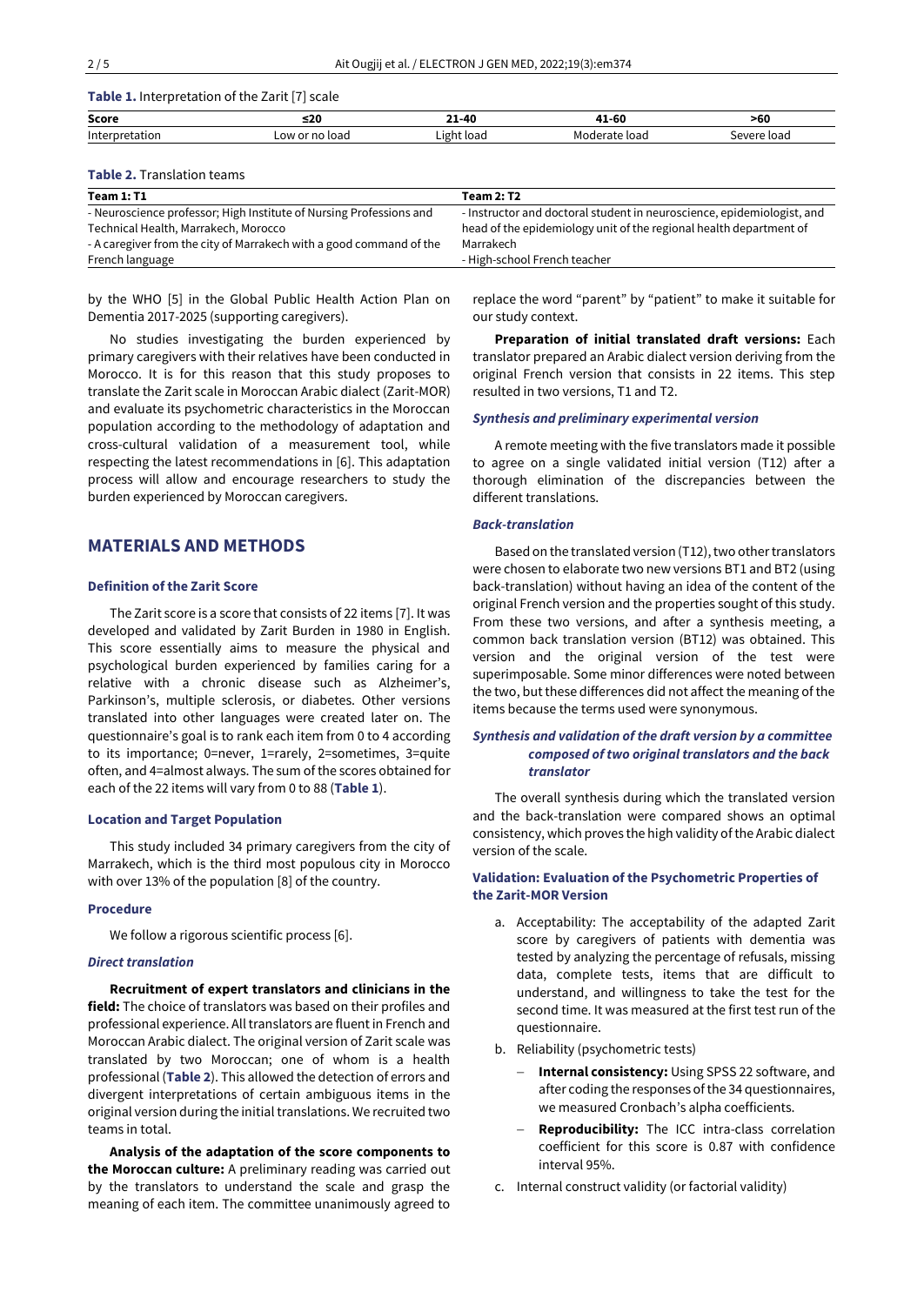**Table 1.** Interpretation of the Zarit [7] scale

| Score | ≤20 | 21-40 | 41-60 | >60 |
|---|---|---|---|---|
| Interpretation | Low or no load | Light load | Moderate load | Severe load |

**Table 2.** Translation teams

| Team 1: T1 | Team 2: T2 |
|---|---|
| - Neuroscience professor; High Institute of Nursing Professions and Technical Health, Marrakech, Morocco<br>- A caregiver from the city of Marrakech with a good command of the French language | - Instructor and doctoral student in neuroscience, epidemiologist, and head of the epidemiology unit of the regional health department of Marrakech<br>- High-school French teacher |

by the WHO [5] in the Global Public Health Action Plan on Dementia 2017-2025 (supporting caregivers).

No studies investigating the burden experienced by primary caregivers with their relatives have been conducted in Morocco. It is for this reason that this study proposes to translate the Zarit scale in Moroccan Arabic dialect (Zarit-MOR) and evaluate its psychometric characteristics in the Moroccan population according to the methodology of adaptation and cross-cultural validation of a measurement tool, while respecting the latest recommendations in [6]. This adaptation process will allow and encourage researchers to study the burden experienced by Moroccan caregivers.

## MATERIALS AND METHODS

### Definition of the Zarit Score

The Zarit score is a score that consists of 22 items [7]. It was developed and validated by Zarit Burden in 1980 in English. This score essentially aims to measure the physical and psychological burden experienced by families caring for a relative with a chronic disease such as Alzheimer's, Parkinson's, multiple sclerosis, or diabetes. Other versions translated into other languages were created later on. The questionnaire's goal is to rank each item from 0 to 4 according to its importance; 0=never, 1=rarely, 2=sometimes, 3=quite often, and 4=almost always. The sum of the scores obtained for each of the 22 items will vary from 0 to 88 (**Table 1**).

### Location and Target Population

This study included 34 primary caregivers from the city of Marrakech, which is the third most populous city in Morocco with over 13% of the population [8] of the country.

### Procedure

We follow a rigorous scientific process [6].

#### *Direct translation*

**Recruitment of expert translators and clinicians in the field:** The choice of translators was based on their profiles and professional experience. All translators are fluent in French and Moroccan Arabic dialect. The original version of Zarit scale was translated by two Moroccan; one of whom is a health professional (**Table 2**). This allowed the detection of errors and divergent interpretations of certain ambiguous items in the original version during the initial translations. We recruited two teams in total.

**Analysis of the adaptation of the score components to the Moroccan culture:** A preliminary reading was carried out by the translators to understand the scale and grasp the meaning of each item. The committee unanimously agreed to replace the word "parent" by "patient" to make it suitable for our study context.

**Preparation of initial translated draft versions:** Each translator prepared an Arabic dialect version deriving from the original French version that consists in 22 items. This step resulted in two versions, T1 and T2.

#### *Synthesis and preliminary experimental version*

A remote meeting with the five translators made it possible to agree on a single validated initial version (T12) after a thorough elimination of the discrepancies between the different translations.

#### *Back-translation*

Based on the translated version (T12), two other translators were chosen to elaborate two new versions BT1 and BT2 (using back-translation) without having an idea of the content of the original French version and the properties sought of this study. From these two versions, and after a synthesis meeting, a common back translation version (BT12) was obtained. This version and the original version of the test were superimposable. Some minor differences were noted between the two, but these differences did not affect the meaning of the items because the terms used were synonymous.

#### *Synthesis and validation of the draft version by a committee composed of two original translators and the back translator*

The overall synthesis during which the translated version and the back-translation were compared shows an optimal consistency, which proves the high validity of the Arabic dialect version of the scale.

### Validation: Evaluation of the Psychometric Properties of the Zarit-MOR Version

a. Acceptability: The acceptability of the adapted Zarit score by caregivers of patients with dementia was tested by analyzing the percentage of refusals, missing data, complete tests, items that are difficult to understand, and willingness to take the test for the second time. It was measured at the first test run of the questionnaire.

b. Reliability (psychometric tests)
   - **Internal consistency:** Using SPSS 22 software, and after coding the responses of the 34 questionnaires, we measured Cronbach's alpha coefficients.
   - **Reproducibility:** The ICC intra-class correlation coefficient for this score is 0.87 with confidence interval 95%.

c. Internal construct validity (or factorial validity)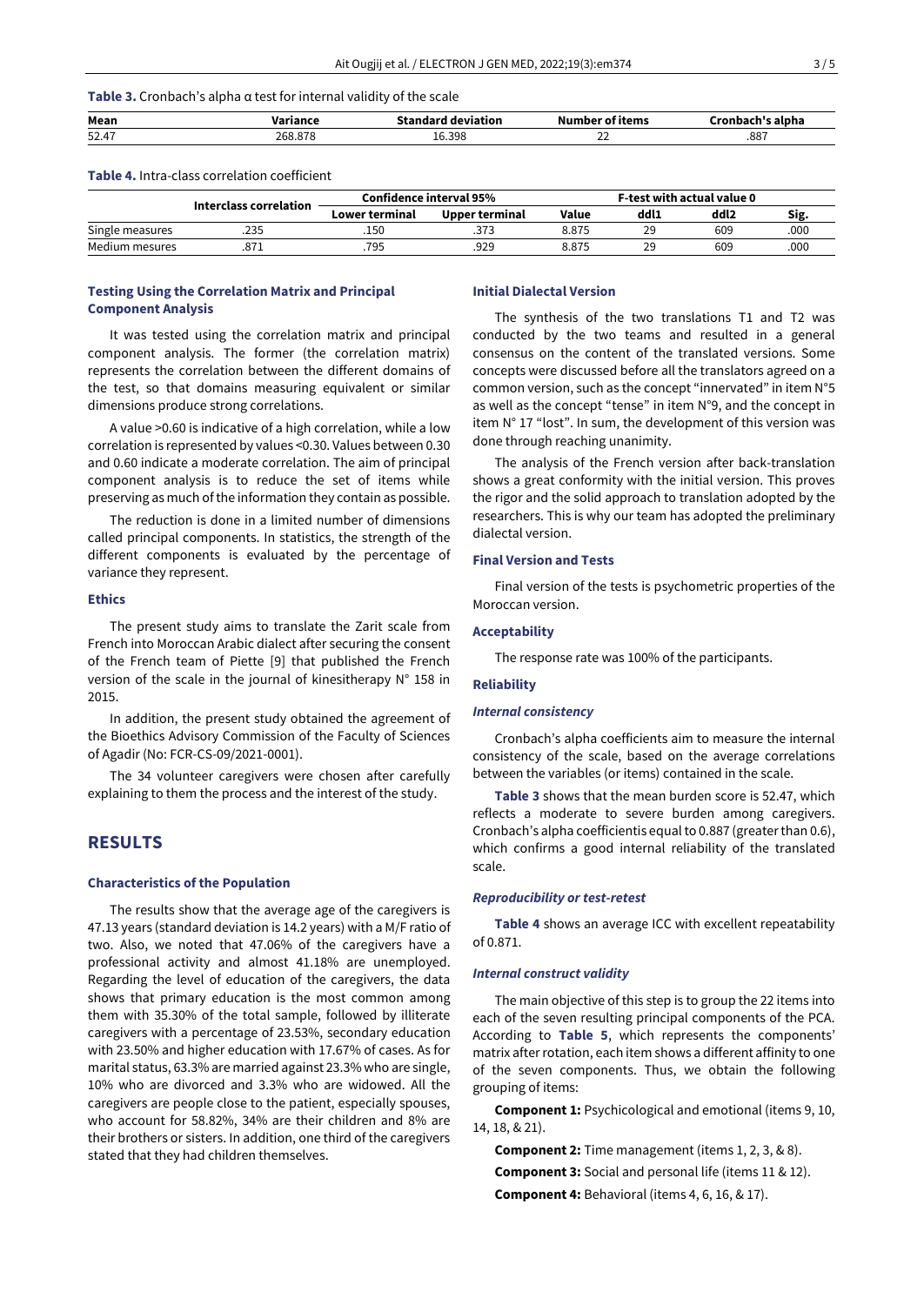**Table 3.** Cronbach's alpha α test for internal validity of the scale

| Mean | Variance | Standard deviation | Number of items | Cronbach's alpha |
|---|---|---|---|---|
| 52.47 | 268.878 | 16.398 | 22 | .887 |

**Table 4.** Intra-class correlation coefficient

| | Interclass correlation | Confidence interval 95% | | F-test with actual value 0 | | | |
|---|---|---|---|---|---|---|---|
| | | Lower terminal | Upper terminal | Value | ddl1 | ddl2 | Sig. |
| Single measures | .235 | .150 | .373 | 8.875 | 29 | 609 | .000 |
| Medium mesures | .871 | .795 | .929 | 8.875 | 29 | 609 | .000 |

### Testing Using the Correlation Matrix and Principal Component Analysis

It was tested using the correlation matrix and principal component analysis. The former (the correlation matrix) represents the correlation between the different domains of the test, so that domains measuring equivalent or similar dimensions produce strong correlations.

A value >0.60 is indicative of a high correlation, while a low correlation is represented by values <0.30. Values between 0.30 and 0.60 indicate a moderate correlation. The aim of principal component analysis is to reduce the set of items while preserving as much of the information they contain as possible.

The reduction is done in a limited number of dimensions called principal components. In statistics, the strength of the different components is evaluated by the percentage of variance they represent.

### Ethics

The present study aims to translate the Zarit scale from French into Moroccan Arabic dialect after securing the consent of the French team of Piette [9] that published the French version of the scale in the journal of kinesitherapy N° 158 in 2015.

In addition, the present study obtained the agreement of the Bioethics Advisory Commission of the Faculty of Sciences of Agadir (No: FCR-CS-09/2021-0001).

The 34 volunteer caregivers were chosen after carefully explaining to them the process and the interest of the study.

## RESULTS

### Characteristics of the Population

The results show that the average age of the caregivers is 47.13 years (standard deviation is 14.2 years) with a M/F ratio of two. Also, we noted that 47.06% of the caregivers have a professional activity and almost 41.18% are unemployed. Regarding the level of education of the caregivers, the data shows that primary education is the most common among them with 35.30% of the total sample, followed by illiterate caregivers with a percentage of 23.53%, secondary education with 23.50% and higher education with 17.67% of cases. As for marital status, 63.3% are married against 23.3% who are single, 10% who are divorced and 3.3% who are widowed. All the caregivers are people close to the patient, especially spouses, who account for 58.82%, 34% are their children and 8% are their brothers or sisters. In addition, one third of the caregivers stated that they had children themselves.

### Initial Dialectal Version

The synthesis of the two translations T1 and T2 was conducted by the two teams and resulted in a general consensus on the content of the translated versions. Some concepts were discussed before all the translators agreed on a common version, such as the concept "innervated" in item N°5 as well as the concept "tense" in item N°9, and the concept in item N° 17 "lost". In sum, the development of this version was done through reaching unanimity.

The analysis of the French version after back-translation shows a great conformity with the initial version. This proves the rigor and the solid approach to translation adopted by the researchers. This is why our team has adopted the preliminary dialectal version.

### Final Version and Tests

Final version of the tests is psychometric properties of the Moroccan version.

### Acceptability

The response rate was 100% of the participants.

### Reliability

#### *Internal consistency*

Cronbach's alpha coefficients aim to measure the internal consistency of the scale, based on the average correlations between the variables (or items) contained in the scale.

**Table 3** shows that the mean burden score is 52.47, which reflects a moderate to severe burden among caregivers. Cronbach's alpha coefficientis equal to 0.887 (greater than 0.6), which confirms a good internal reliability of the translated scale.

#### *Reproducibility or test-retest*

**Table 4** shows an average ICC with excellent repeatability of 0.871.

#### *Internal construct validity*

The main objective of this step is to group the 22 items into each of the seven resulting principal components of the PCA. According to **Table 5**, which represents the components' matrix after rotation, each item shows a different affinity to one of the seven components. Thus, we obtain the following grouping of items:

**Component 1:** Psychological and emotional (items 9, 10, 14, 18, & 21).

**Component 2:** Time management (items 1, 2, 3, & 8).

**Component 3:** Social and personal life (items 11 & 12).

**Component 4:** Behavioral (items 4, 6, 16, & 17).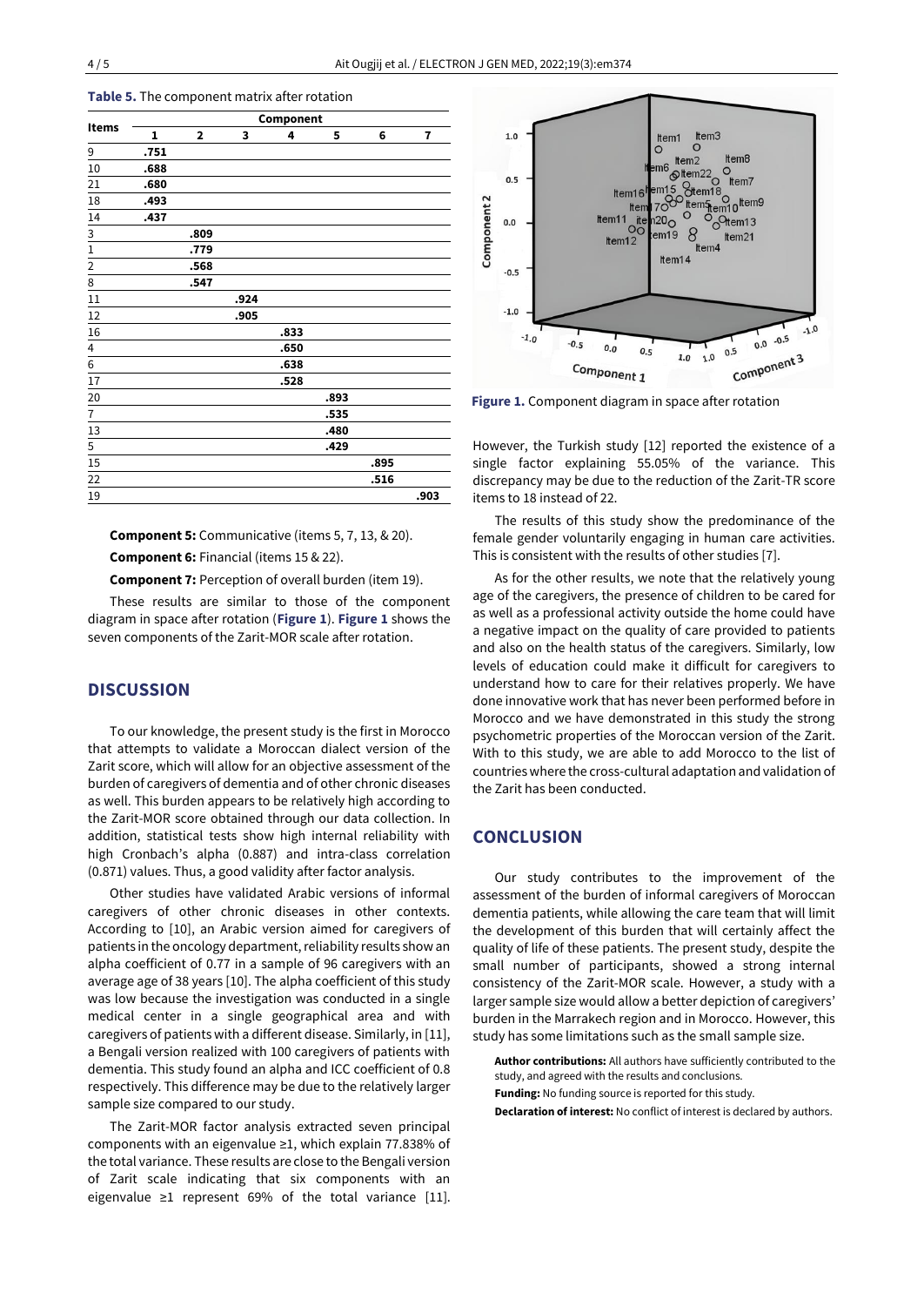**Table 5.** The component matrix after rotation

| Items | Component | | | | | | |
|---|---|---|---|---|---|---|---|
| | 1 | 2 | 3 | 4 | 5 | 6 | 7 |
| 9 | **.751** | | | | | | |
| 10 | **.688** | | | | | | |
| 21 | **.680** | | | | | | |
| 18 | **.493** | | | | | | |
| 14 | **.437** | | | | | | |
| 3 | | **.809** | | | | | |
| 1 | | **.779** | | | | | |
| 2 | | **.568** | | | | | |
| 8 | | **.547** | | | | | |
| 11 | | | **.924** | | | | |
| 12 | | | **.905** | | | | |
| 16 | | | | **.833** | | | |
| 4 | | | | **.650** | | | |
| 6 | | | | **.638** | | | |
| 17 | | | | **.528** | | | |
| 20 | | | | | **.893** | | |
| 7 | | | | | **.535** | | |
| 13 | | | | | **.480** | | |
| 5 | | | | | **.429** | | |
| 15 | | | | | | **.895** | |
| 22 | | | | | | **.516** | |
| 19 | | | | | | | **.903** |

**Component 5:** Communicative (items 5, 7, 13, & 20).

**Component 6:** Financial (items 15 & 22).

**Component 7:** Perception of overall burden (item 19).

These results are similar to those of the component diagram in space after rotation (**Figure 1**). **Figure 1** shows the seven components of the Zarit-MOR scale after rotation.

**Figure 1.** Component diagram in space after rotation

## DISCUSSION

To our knowledge, the present study is the first in Morocco that attempts to validate a Moroccan dialect version of the Zarit score, which will allow for an objective assessment of the burden of caregivers of dementia and of other chronic diseases as well. This burden appears to be relatively high according to the Zarit-MOR score obtained through our data collection. In addition, statistical tests show high internal reliability with high Cronbach's alpha (0.887) and intra-class correlation (0.871) values. Thus, a good validity after factor analysis.

Other studies have validated Arabic versions of informal caregivers of other chronic diseases in other contexts. According to [10], an Arabic version aimed for caregivers of patients in the oncology department, reliability results show an alpha coefficient of 0.77 in a sample of 96 caregivers with an average age of 38 years [10]. The alpha coefficient of this study was low because the investigation was conducted in a single medical center in a single geographical area and with caregivers of patients with a different disease. Similarly, in [11], a Bengali version realized with 100 caregivers of patients with dementia. This study found an alpha and ICC coefficient of 0.8 respectively. This difference may be due to the relatively larger sample size compared to our study.

The Zarit-MOR factor analysis extracted seven principal components with an eigenvalue ≥1, which explain 77.838% of the total variance. These results are close to the Bengali version of Zarit scale indicating that six components with an eigenvalue ≥1 represent 69% of the total variance [11]. However, the Turkish study [12] reported the existence of a single factor explaining 55.05% of the variance. This discrepancy may be due to the reduction of the Zarit-TR score items to 18 instead of 22.

The results of this study show the predominance of the female gender voluntarily engaging in human care activities. This is consistent with the results of other studies [7].

As for the other results, we note that the relatively young age of the caregivers, the presence of children to be cared for as well as a professional activity outside the home could have a negative impact on the quality of care provided to patients and also on the health status of the caregivers. Similarly, low levels of education could make it difficult for caregivers to understand how to care for their relatives properly. We have done innovative work that has never been performed before in Morocco and we have demonstrated in this study the strong psychometric properties of the Moroccan version of the Zarit. With to this study, we are able to add Morocco to the list of countries where the cross-cultural adaptation and validation of the Zarit has been conducted.

## CONCLUSION

Our study contributes to the improvement of the assessment of the burden of informal caregivers of Moroccan dementia patients, while allowing the care team that will limit the development of this burden that will certainly affect the quality of life of these patients. The present study, despite the small number of participants, showed a strong internal consistency of the Zarit-MOR scale. However, a study with a larger sample size would allow a better depiction of caregivers' burden in the Marrakech region and in Morocco. However, this study has some limitations such as the small sample size.

**Author contributions:** All authors have sufficiently contributed to the study, and agreed with the results and conclusions.

**Funding:** No funding source is reported for this study.

**Declaration of interest:** No conflict of interest is declared by authors.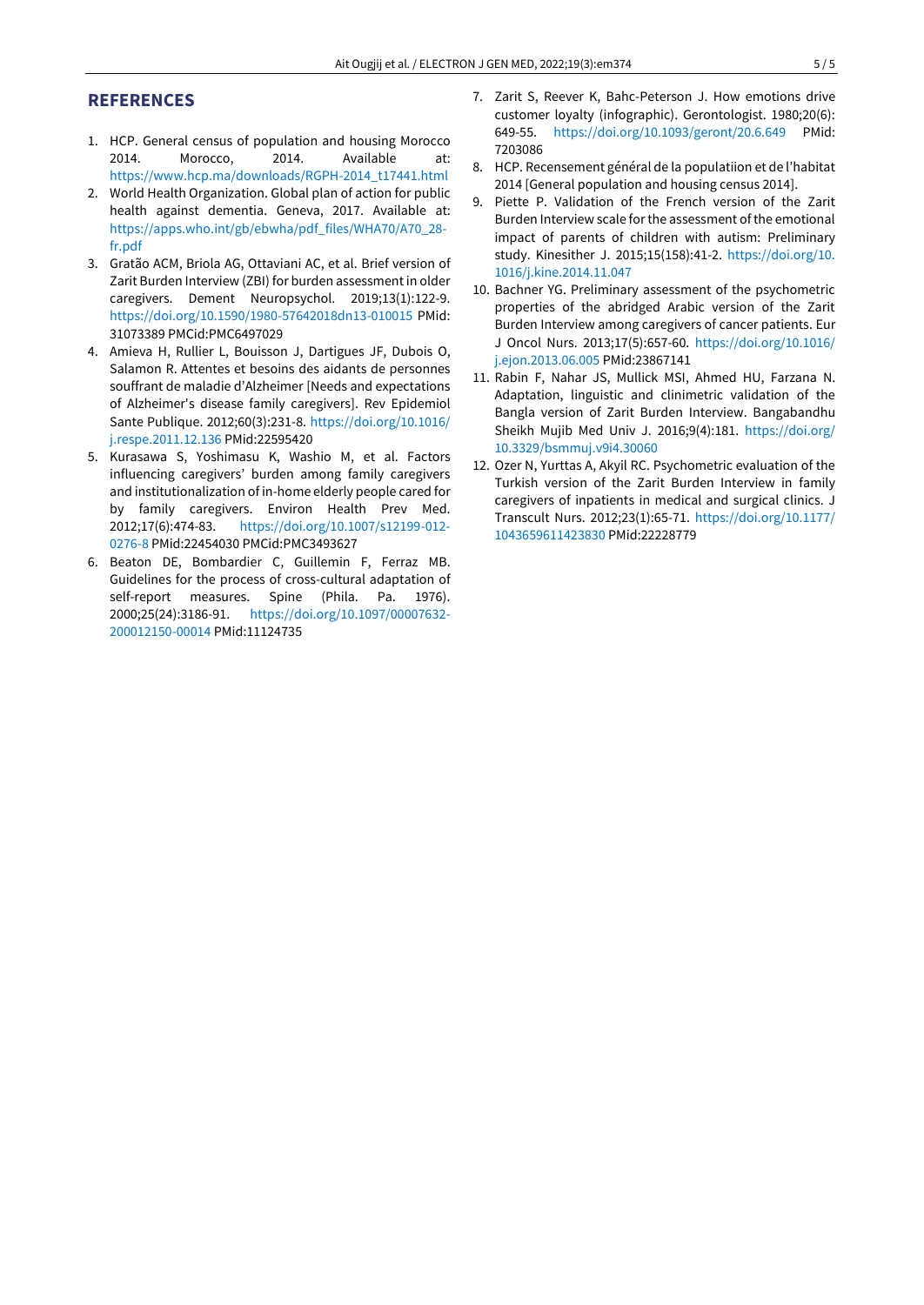## REFERENCES

1. HCP. General census of population and housing Morocco 2014. Morocco, 2014. Available at: https://www.hcp.ma/downloads/RGPH-2014_t17441.html
2. World Health Organization. Global plan of action for public health against dementia. Geneva, 2017. Available at: https://apps.who.int/gb/ebwha/pdf_files/WHA70/A70_28-fr.pdf
3. Gratão ACM, Briola AG, Ottaviani AC, et al. Brief version of Zarit Burden Interview (ZBI) for burden assessment in older caregivers. Dement Neuropsychol. 2019;13(1):122-9. https://doi.org/10.1590/1980-57642018dn13-010015 PMid: 31073389 PMCid:PMC6497029
4. Amieva H, Rullier L, Bouisson J, Dartigues JF, Dubois O, Salamon R. Attentes et besoins des aidants de personnes souffrant de maladie d'Alzheimer [Needs and expectations of Alzheimer's disease family caregivers]. Rev Epidemiol Sante Publique. 2012;60(3):231-8. https://doi.org/10.1016/j.respe.2011.12.136 PMid:22595420
5. Kurasawa S, Yoshimasu K, Washio M, et al. Factors influencing caregivers' burden among family caregivers and institutionalization of in-home elderly people cared for by family caregivers. Environ Health Prev Med. 2012;17(6):474-83. https://doi.org/10.1007/s12199-012-0276-8 PMid:22454030 PMCid:PMC3493627
6. Beaton DE, Bombardier C, Guillemin F, Ferraz MB. Guidelines for the process of cross-cultural adaptation of self-report measures. Spine (Phila. Pa. 1976). 2000;25(24):3186-91. https://doi.org/10.1097/00007632-200012150-00014 PMid:11124735
7. Zarit S, Reever K, Bahc-Peterson J. How emotions drive customer loyalty (infographic). Gerontologist. 1980;20(6): 649-55. https://doi.org/10.1093/geront/20.6.649 PMid: 7203086
8. HCP. Recensement général de la populatiion et de l'habitat 2014 [General population and housing census 2014].
9. Piette P. Validation of the French version of the Zarit Burden Interview scale for the assessment of the emotional impact of parents of children with autism: Preliminary study. Kinesither J. 2015;15(158):41-2. https://doi.org/10.1016/j.kine.2014.11.047
10. Bachner YG. Preliminary assessment of the psychometric properties of the abridged Arabic version of the Zarit Burden Interview among caregivers of cancer patients. Eur J Oncol Nurs. 2013;17(5):657-60. https://doi.org/10.1016/j.ejon.2013.06.005 PMid:23867141
11. Rabin F, Nahar JS, Mullick MSI, Ahmed HU, Farzana N. Adaptation, linguistic and clinimetric validation of the Bangla version of Zarit Burden Interview. Bangabandhu Sheikh Mujib Med Univ J. 2016;9(4):181. https://doi.org/10.3329/bsmmuj.v9i4.30060
12. Ozer N, Yurttas A, Akyil RC. Psychometric evaluation of the Turkish version of the Zarit Burden Interview in family caregivers of inpatients in medical and surgical clinics. J Transcult Nurs. 2012;23(1):65-71. https://doi.org/10.1177/1043659611423830 PMid:22228779